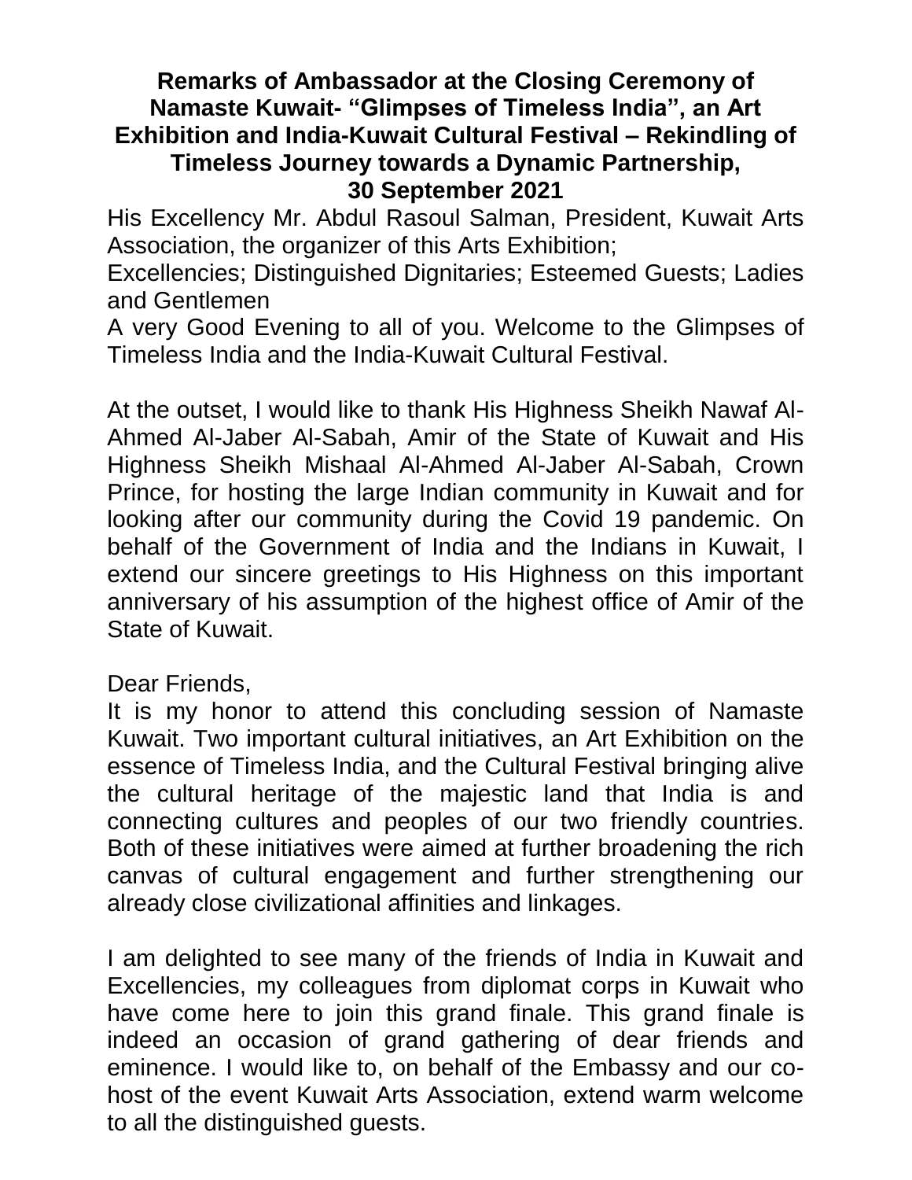# Remarks of Ambassador at the Closing Ceremony of Namaste Kuwait- "Glimpses of Timeless India", an Art Exhibition and India-Kuwait Cultural Festival – Rekindling of Timeless Journey towards a Dynamic Partnership, 30 September 2021

His Excellency Mr. Abdul Rasoul Salman, President, Kuwait Arts Association, the organizer of this Arts Exhibition;

Excellencies; Distinguished Dignitaries; Esteemed Guests; Ladies and Gentlemen

A very Good Evening to all of you. Welcome to the Glimpses of Timeless India and the India-Kuwait Cultural Festival.

At the outset, I would like to thank His Highness Sheikh Nawaf Al-Ahmed Al-Jaber Al-Sabah, Amir of the State of Kuwait and His Highness Sheikh Mishaal Al-Ahmed Al-Jaber Al-Sabah, Crown Prince, for hosting the large Indian community in Kuwait and for looking after our community during the Covid 19 pandemic. On behalf of the Government of India and the Indians in Kuwait, I extend our sincere greetings to His Highness on this important anniversary of his assumption of the highest office of Amir of the State of Kuwait.

Dear Friends,

It is my honor to attend this concluding session of Namaste Kuwait. Two important cultural initiatives, an Art Exhibition on the essence of Timeless India, and the Cultural Festival bringing alive the cultural heritage of the majestic land that India is and connecting cultures and peoples of our two friendly countries. Both of these initiatives were aimed at further broadening the rich canvas of cultural engagement and further strengthening our already close civilizational affinities and linkages.

I am delighted to see many of the friends of India in Kuwait and Excellencies, my colleagues from diplomat corps in Kuwait who have come here to join this grand finale. This grand finale is indeed an occasion of grand gathering of dear friends and eminence. I would like to, on behalf of the Embassy and our co-host of the event Kuwait Arts Association, extend warm welcome to all the distinguished guests.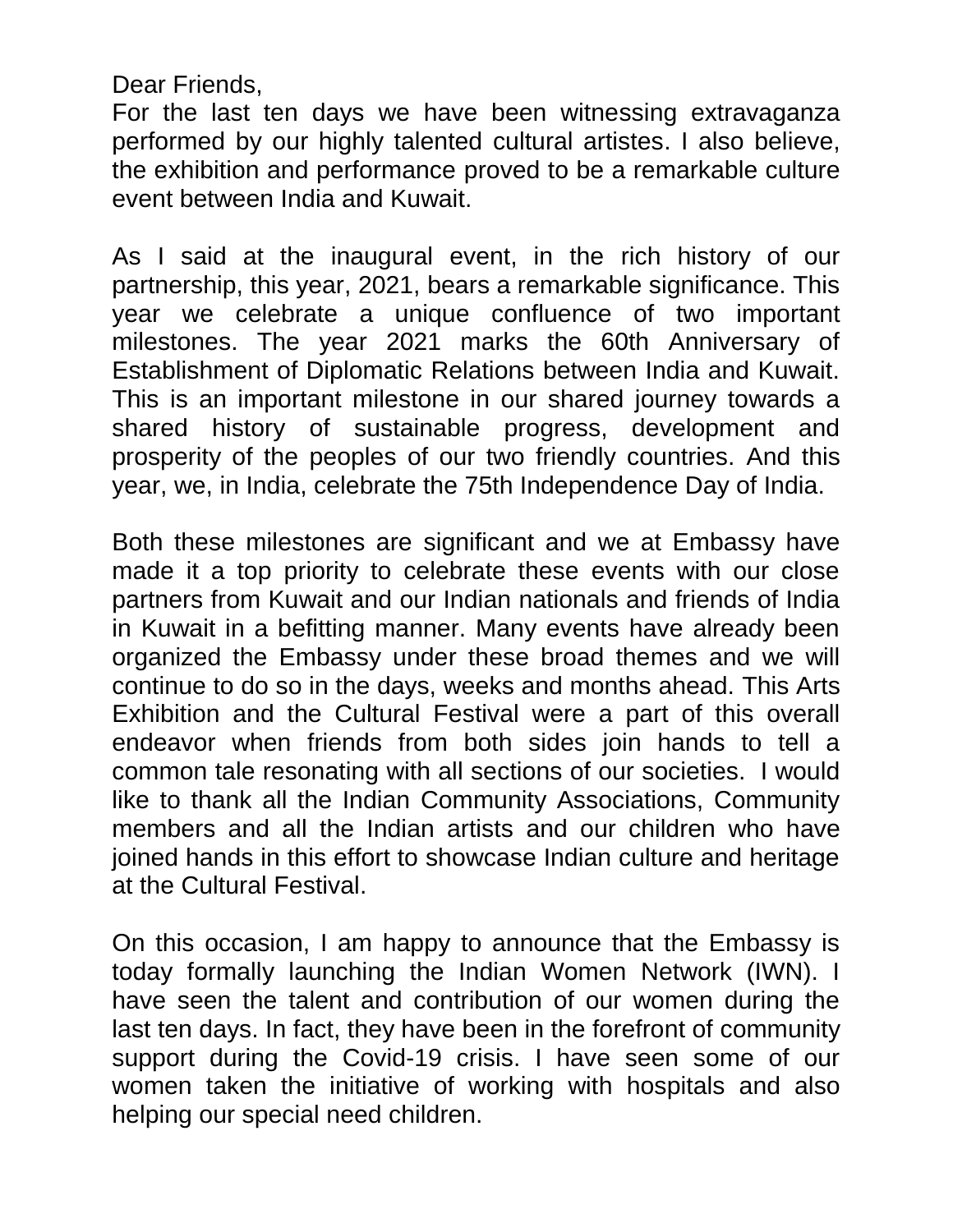Dear Friends,

For the last ten days we have been witnessing extravaganza performed by our highly talented cultural artistes. I also believe, the exhibition and performance proved to be a remarkable culture event between India and Kuwait.

As I said at the inaugural event, in the rich history of our partnership, this year, 2021, bears a remarkable significance. This year we celebrate a unique confluence of two important milestones. The year 2021 marks the 60th Anniversary of Establishment of Diplomatic Relations between India and Kuwait. This is an important milestone in our shared journey towards a shared history of sustainable progress, development and prosperity of the peoples of our two friendly countries. And this year, we, in India, celebrate the 75th Independence Day of India.

Both these milestones are significant and we at Embassy have made it a top priority to celebrate these events with our close partners from Kuwait and our Indian nationals and friends of India in Kuwait in a befitting manner. Many events have already been organized the Embassy under these broad themes and we will continue to do so in the days, weeks and months ahead. This Arts Exhibition and the Cultural Festival were a part of this overall endeavor when friends from both sides join hands to tell a common tale resonating with all sections of our societies. I would like to thank all the Indian Community Associations, Community members and all the Indian artists and our children who have joined hands in this effort to showcase Indian culture and heritage at the Cultural Festival.

On this occasion, I am happy to announce that the Embassy is today formally launching the Indian Women Network (IWN). I have seen the talent and contribution of our women during the last ten days. In fact, they have been in the forefront of community support during the Covid-19 crisis. I have seen some of our women taken the initiative of working with hospitals and also helping our special need children.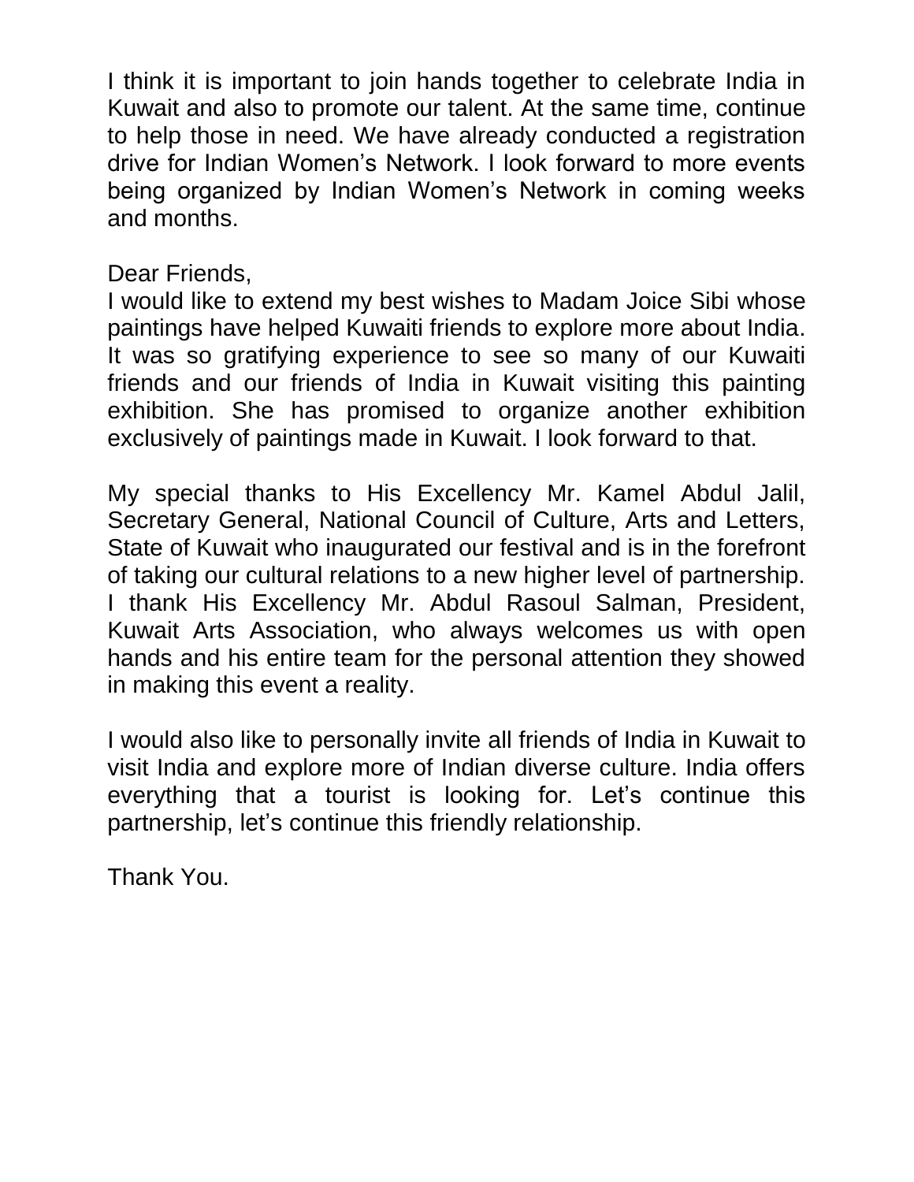I think it is important to join hands together to celebrate India in Kuwait and also to promote our talent. At the same time, continue to help those in need. We have already conducted a registration drive for Indian Women's Network. I look forward to more events being organized by Indian Women's Network in coming weeks and months.

Dear Friends,
I would like to extend my best wishes to Madam Joice Sibi whose paintings have helped Kuwaiti friends to explore more about India. It was so gratifying experience to see so many of our Kuwaiti friends and our friends of India in Kuwait visiting this painting exhibition. She has promised to organize another exhibition exclusively of paintings made in Kuwait. I look forward to that.

My special thanks to His Excellency Mr. Kamel Abdul Jalil, Secretary General, National Council of Culture, Arts and Letters, State of Kuwait who inaugurated our festival and is in the forefront of taking our cultural relations to a new higher level of partnership. I thank His Excellency Mr. Abdul Rasoul Salman, President, Kuwait Arts Association, who always welcomes us with open hands and his entire team for the personal attention they showed in making this event a reality.

I would also like to personally invite all friends of India in Kuwait to visit India and explore more of Indian diverse culture. India offers everything that a tourist is looking for. Let's continue this partnership, let's continue this friendly relationship.

Thank You.